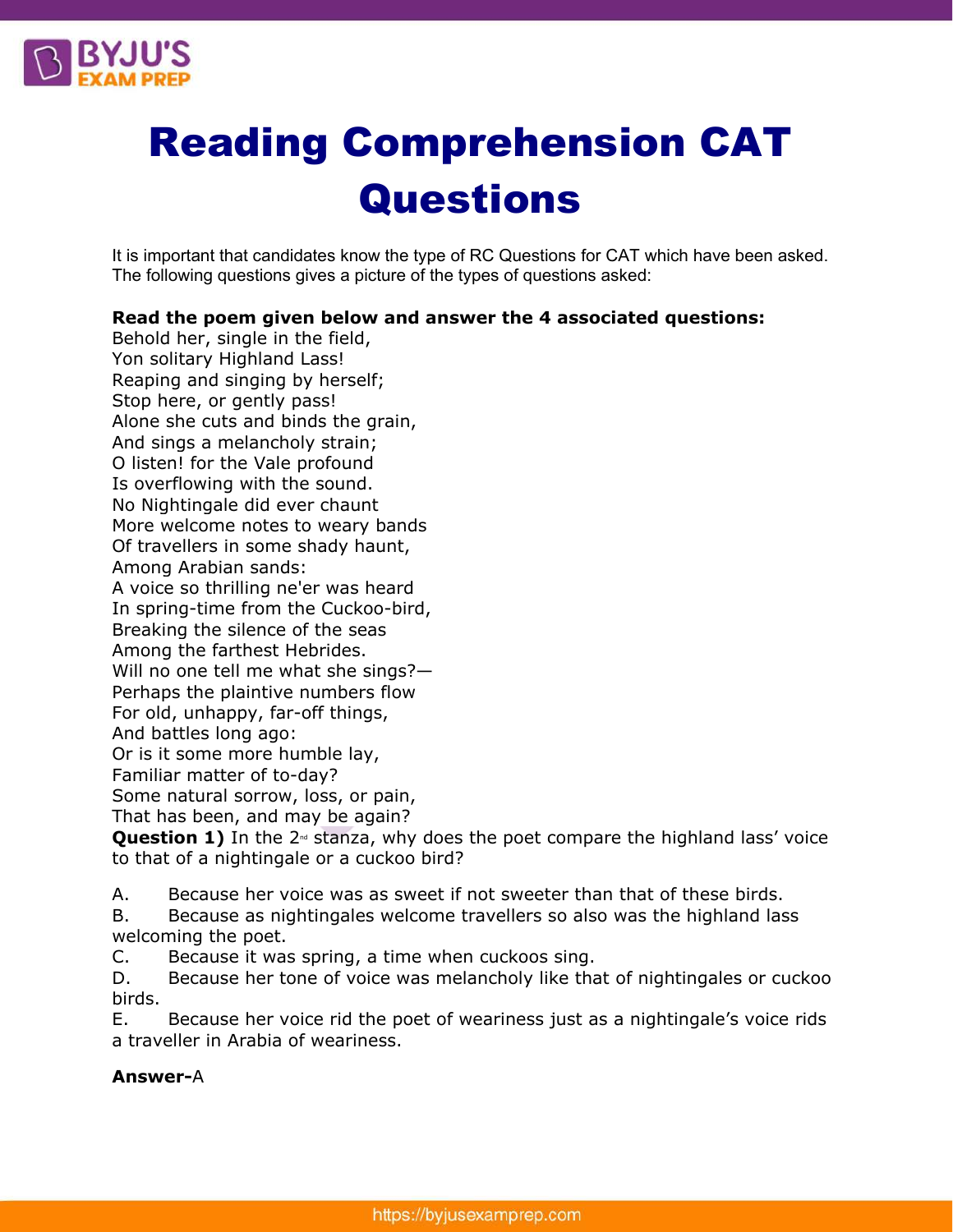# Reading Comprehension CAT Questions

It is important that candidates know the type of RC Questions for CAT which have been asked. The following questions gives a picture of the types of questions asked:

**Read the poem given below and answer the 4 associated questions:**

Behold her, single in the field,
Yon solitary Highland Lass!
Reaping and singing by herself;
Stop here, or gently pass!
Alone she cuts and binds the grain,
And sings a melancholy strain;
O listen! for the Vale profound
Is overflowing with the sound.
No Nightingale did ever chaunt
More welcome notes to weary bands
Of travellers in some shady haunt,
Among Arabian sands:
A voice so thrilling ne'er was heard
In spring-time from the Cuckoo-bird,
Breaking the silence of the seas
Among the farthest Hebrides.
Will no one tell me what she sings?—
Perhaps the plaintive numbers flow
For old, unhappy, far-off things,
And battles long ago:
Or is it some more humble lay,
Familiar matter of to-day?
Some natural sorrow, loss, or pain,
That has been, and may be again?

**Question 1)** In the 2nd stanza, why does the poet compare the highland lass' voice to that of a nightingale or a cuckoo bird?

A. Because her voice was as sweet if not sweeter than that of these birds.
B. Because as nightingales welcome travellers so also was the highland lass welcoming the poet.
C. Because it was spring, a time when cuckoos sing.
D. Because her tone of voice was melancholy like that of nightingales or cuckoo birds.
E. Because her voice rid the poet of weariness just as a nightingale's voice rids a traveller in Arabia of weariness.

**Answer-**A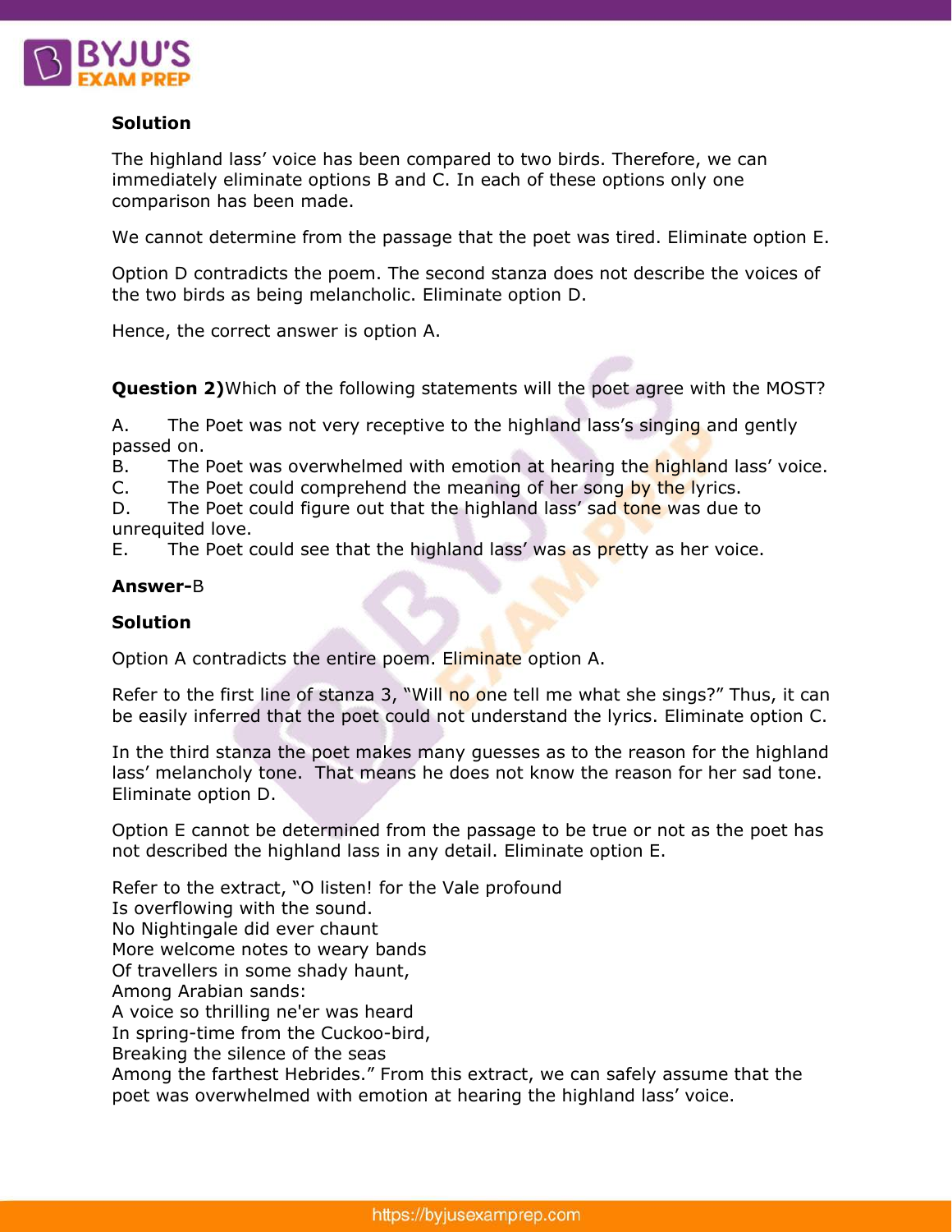**Solution**

The highland lass' voice has been compared to two birds. Therefore, we can immediately eliminate options B and C. In each of these options only one comparison has been made.

We cannot determine from the passage that the poet was tired. Eliminate option E.

Option D contradicts the poem. The second stanza does not describe the voices of the two birds as being melancholic. Eliminate option D.

Hence, the correct answer is option A.

**Question 2)**Which of the following statements will the poet agree with the MOST?

A. The Poet was not very receptive to the highland lass's singing and gently passed on.
B. The Poet was overwhelmed with emotion at hearing the highland lass' voice.
C. The Poet could comprehend the meaning of her song by the lyrics.
D. The Poet could figure out that the highland lass' sad tone was due to unrequited love.
E. The Poet could see that the highland lass' was as pretty as her voice.

**Answer-**B

**Solution**

Option A contradicts the entire poem. Eliminate option A.

Refer to the first line of stanza 3, "Will no one tell me what she sings?" Thus, it can be easily inferred that the poet could not understand the lyrics. Eliminate option C.

In the third stanza the poet makes many guesses as to the reason for the highland lass' melancholy tone. That means he does not know the reason for her sad tone. Eliminate option D.

Option E cannot be determined from the passage to be true or not as the poet has not described the highland lass in any detail. Eliminate option E.

Refer to the extract, "O listen! for the Vale profound
Is overflowing with the sound.
No Nightingale did ever chaunt
More welcome notes to weary bands
Of travellers in some shady haunt,
Among Arabian sands:
A voice so thrilling ne'er was heard
In spring-time from the Cuckoo-bird,
Breaking the silence of the seas
Among the farthest Hebrides." From this extract, we can safely assume that the poet was overwhelmed with emotion at hearing the highland lass' voice.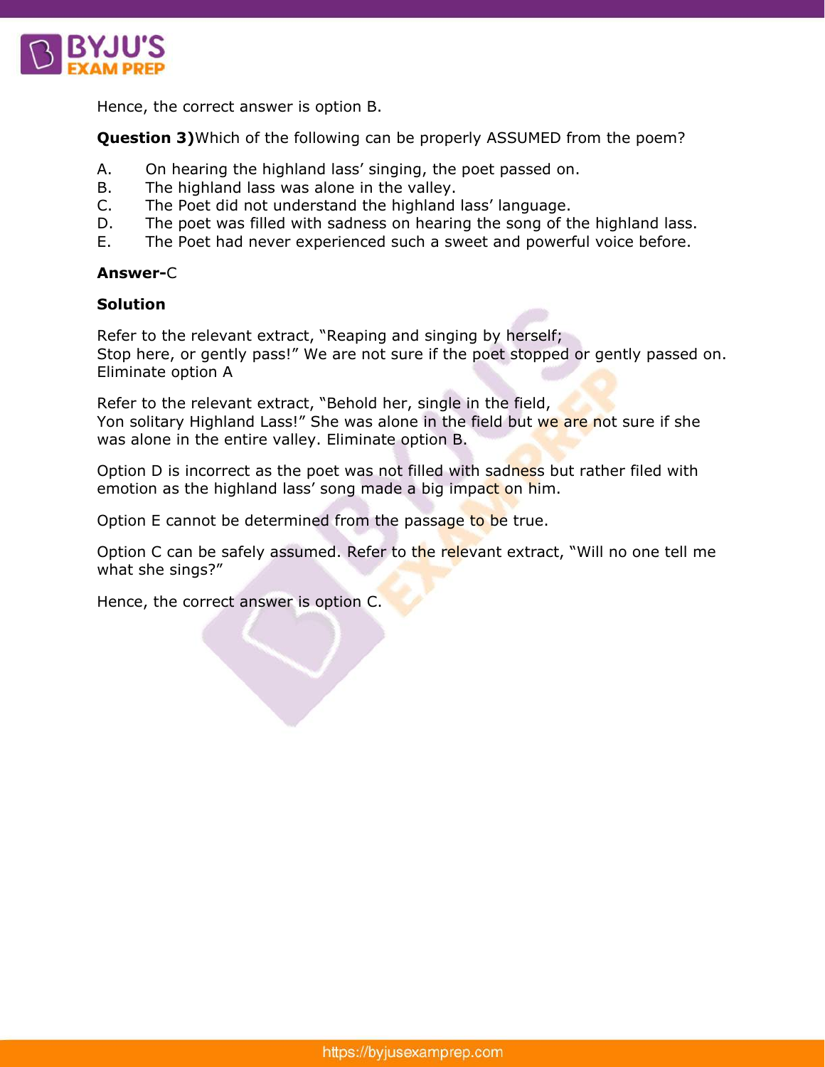Hence, the correct answer is option B.

**Question 3)**Which of the following can be properly ASSUMED from the poem?

A. On hearing the highland lass' singing, the poet passed on.
B. The highland lass was alone in the valley.
C. The Poet did not understand the highland lass' language.
D. The poet was filled with sadness on hearing the song of the highland lass.
E. The Poet had never experienced such a sweet and powerful voice before.

**Answer-**C

**Solution**

Refer to the relevant extract, "Reaping and singing by herself;
Stop here, or gently pass!" We are not sure if the poet stopped or gently passed on. Eliminate option A

Refer to the relevant extract, "Behold her, single in the field,
Yon solitary Highland Lass!" She was alone in the field but we are not sure if she was alone in the entire valley. Eliminate option B.

Option D is incorrect as the poet was not filled with sadness but rather filed with emotion as the highland lass' song made a big impact on him.

Option E cannot be determined from the passage to be true.

Option C can be safely assumed. Refer to the relevant extract, "Will no one tell me what she sings?"

Hence, the correct answer is option C.